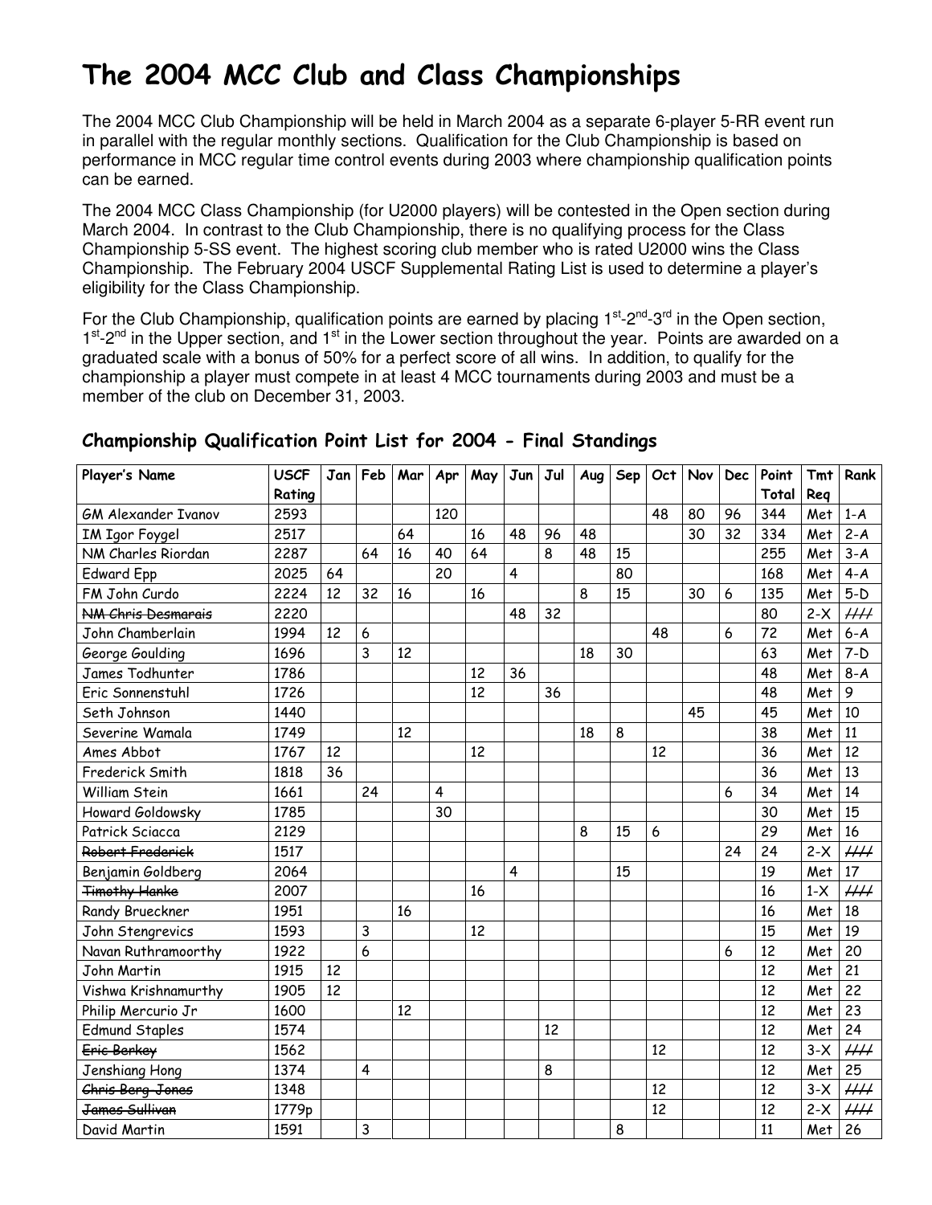# The 2004 MCC Club and Class Championships

The 2004 MCC Club Championship will be held in March 2004 as a separate 6-player 5-RR event run in parallel with the regular monthly sections. Qualification for the Club Championship is based on performance in MCC regular time control events during 2003 where championship qualification points can be earned.

The 2004 MCC Class Championship (for U2000 players) will be contested in the Open section during March 2004. In contrast to the Club Championship, there is no qualifying process for the Class Championship 5-SS event. The highest scoring club member who is rated U2000 wins the Class Championship. The February 2004 USCF Supplemental Rating List is used to determine a player's eligibility for the Class Championship.

For the Club Championship, qualification points are earned by placing 1st-2nd-3rd in the Open section, 1st-2nd in the Upper section, and 1st in the Lower section throughout the year. Points are awarded on a graduated scale with a bonus of 50% for a perfect score of all wins. In addition, to qualify for the championship a player must compete in at least 4 MCC tournaments during 2003 and must be a member of the club on December 31, 2003.

## Championship Qualification Point List for 2004 - Final Standings

| Player's Name | USCF Rating | Jan | Feb | Mar | Apr | May | Jun | Jul | Aug | Sep | Oct | Nov | Dec | Point Total | Tmt Req | Rank |
|---|---|---|---|---|---|---|---|---|---|---|---|---|---|---|---|---|
| GM Alexander Ivanov | 2593 | | | | 120 | | | | | | 48 | 80 | 96 | 344 | Met | 1-A |
| IM Igor Foygel | 2517 | | | 64 | | 16 | 48 | 96 | 48 | | | 30 | 32 | 334 | Met | 2-A |
| NM Charles Riordan | 2287 | | 64 | 16 | 40 | 64 | | 8 | 48 | 15 | | | | 255 | Met | 3-A |
| Edward Epp | 2025 | 64 | | | 20 | | 4 | | | 80 | | | | 168 | Met | 4-A |
| FM John Curdo | 2224 | 12 | 32 | 16 | | 16 | | | 8 | 15 | | 30 | 6 | 135 | Met | 5-D |
| ~~NM Chris Desmarais~~ | 2220 | | | | | | 48 | 32 | | | | | | 80 | 2-X | //// |
| John Chamberlain | 1994 | 12 | 6 | | | | | | | | 48 | | 6 | 72 | Met | 6-A |
| George Goulding | 1696 | | 3 | 12 | | | | | 18 | 30 | | | | 63 | Met | 7-D |
| James Todhunter | 1786 | | | | | 12 | 36 | | | | | | | 48 | Met | 8-A |
| Eric Sonnenstuhl | 1726 | | | | | 12 | | 36 | | | | | | 48 | Met | 9 |
| Seth Johnson | 1440 | | | | | | | | | | | 45 | | 45 | Met | 10 |
| Severine Wamala | 1749 | | | 12 | | | | | 18 | 8 | | | | 38 | Met | 11 |
| Ames Abbot | 1767 | 12 | | | | 12 | | | | | 12 | | | 36 | Met | 12 |
| Frederick Smith | 1818 | 36 | | | | | | | | | | | | 36 | Met | 13 |
| William Stein | 1661 | | 24 | | 4 | | | | | | | | 6 | 34 | Met | 14 |
| Howard Goldowsky | 1785 | | | | 30 | | | | | | | | | 30 | Met | 15 |
| Patrick Sciacca | 2129 | | | | | | | | 8 | 15 | 6 | | | 29 | Met | 16 |
| ~~Robert Frederick~~ | 1517 | | | | | | | | | | | | 24 | 24 | 2-X | //// |
| Benjamin Goldberg | 2064 | | | | | | 4 | | | 15 | | | | 19 | Met | 17 |
| ~~Timothy Hanke~~ | 2007 | | | | | 16 | | | | | | | | 16 | 1-X | //// |
| Randy Brueckner | 1951 | | | 16 | | | | | | | | | | 16 | Met | 18 |
| John Stengrevics | 1593 | | 3 | | | 12 | | | | | | | | 15 | Met | 19 |
| Navan Ruthramoorthy | 1922 | | 6 | | | | | | | | | | 6 | 12 | Met | 20 |
| John Martin | 1915 | 12 | | | | | | | | | | | | 12 | Met | 21 |
| Vishwa Krishnamurthy | 1905 | 12 | | | | | | | | | | | | 12 | Met | 22 |
| Philip Mercurio Jr | 1600 | | | 12 | | | | | | | | | | 12 | Met | 23 |
| Edmund Staples | 1574 | | | | | | | 12 | | | | | | 12 | Met | 24 |
| ~~Eric Berkey~~ | 1562 | | | | | | | | | | 12 | | | 12 | 3-X | //// |
| Jenshiang Hong | 1374 | | 4 | | | | | 8 | | | | | | 12 | Met | 25 |
| ~~Chris Berg-Jones~~ | 1348 | | | | | | | | | | 12 | | | 12 | 3-X | //// |
| ~~James Sullivan~~ | 1779p | | | | | | | | | | 12 | | | 12 | 2-X | //// |
| David Martin | 1591 | | 3 | | | | | | | 8 | | | | 11 | Met | 26 |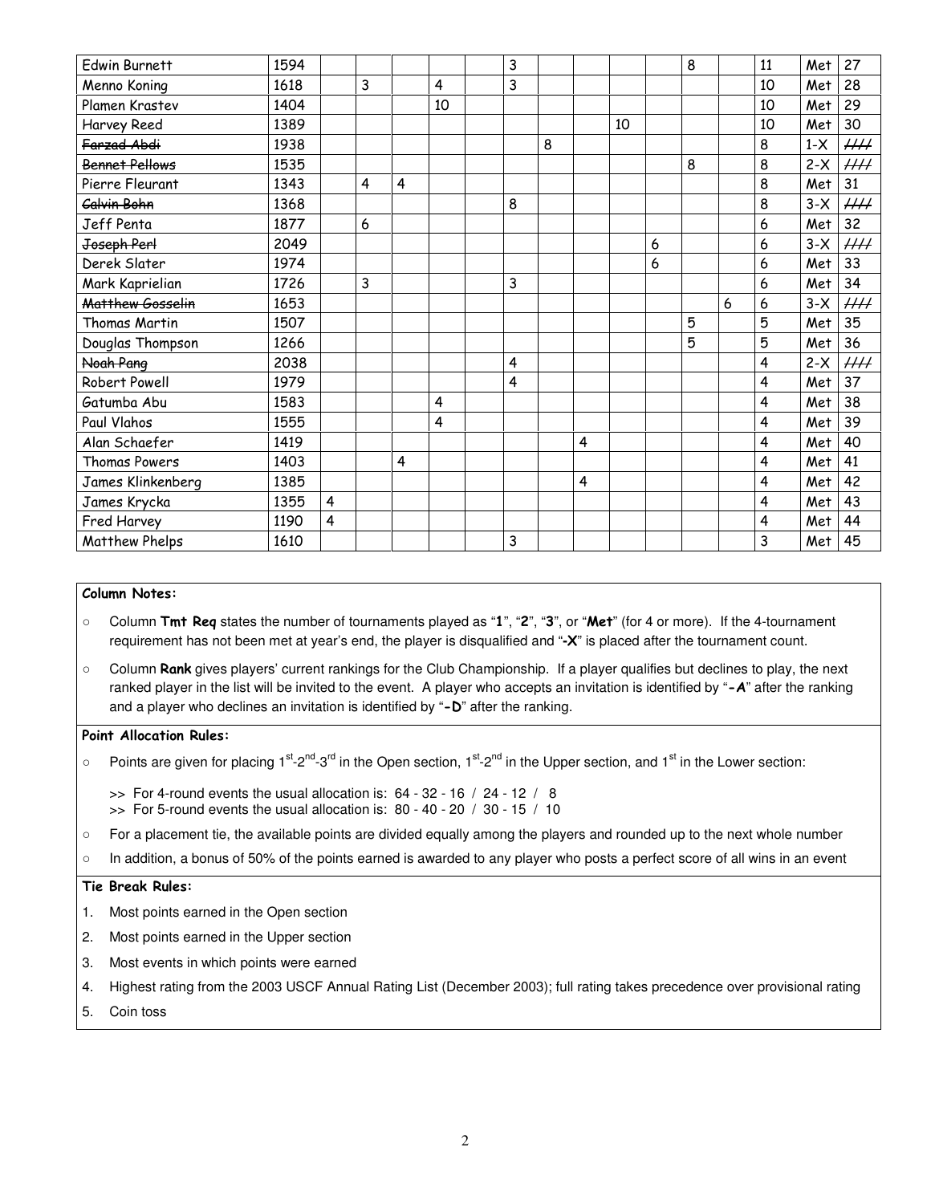| | | | | | | | | | | | | | | | | |
|---|---|---|---|---|---|---|---|---|---|---|---|---|---|---|---|---|
| Edwin Burnett | 1594 | | | | | | 3 | | | | | 8 | | 11 | Met | 27 |
| Menno Koning | 1618 | | 3 | | 4 | | 3 | | | | | | | 10 | Met | 28 |
| Plamen Krastev | 1404 | | | | 10 | | | | | | | | | 10 | Met | 29 |
| Harvey Reed | 1389 | | | | | | | | | 10 | | | | 10 | Met | 30 |
| ~~Farzad Abdi~~ | 1938 | | | | | | | 8 | | | | | | 8 | 1-X | ~~///~~ |
| ~~Bennet Pellows~~ | 1535 | | | | | | | | | | | 8 | | 8 | 2-X | ~~///~~ |
| Pierre Fleurant | 1343 | | 4 | 4 | | | | | | | | | | 8 | Met | 31 |
| ~~Calvin Bohn~~ | 1368 | | | | | | 8 | | | | | | | 8 | 3-X | ~~///~~ |
| Jeff Penta | 1877 | | 6 | | | | | | | | | | | 6 | Met | 32 |
| ~~Joseph Perl~~ | 2049 | | | | | | | | | | 6 | | | 6 | 3-X | ~~///~~ |
| Derek Slater | 1974 | | | | | | | | | | 6 | | | 6 | Met | 33 |
| Mark Kaprielian | 1726 | | 3 | | | | 3 | | | | | | | 6 | Met | 34 |
| ~~Matthew Gosselin~~ | 1653 | | | | | | | | | | | | 6 | 6 | 3-X | ~~///~~ |
| Thomas Martin | 1507 | | | | | | | | | | | 5 | | 5 | Met | 35 |
| Douglas Thompson | 1266 | | | | | | | | | | | 5 | | 5 | Met | 36 |
| ~~Noah Pang~~ | 2038 | | | | | | 4 | | | | | | | 4 | 2-X | ~~///~~ |
| Robert Powell | 1979 | | | | | | 4 | | | | | | | 4 | Met | 37 |
| Gatumba Abu | 1583 | | | | 4 | | | | | | | | | 4 | Met | 38 |
| Paul Vlahos | 1555 | | | | 4 | | | | | | | | | 4 | Met | 39 |
| Alan Schaefer | 1419 | | | | | | | | 4 | | | | | 4 | Met | 40 |
| Thomas Powers | 1403 | | | 4 | | | | | | | | | | 4 | Met | 41 |
| James Klinkenberg | 1385 | | | | | | | | 4 | | | | | 4 | Met | 42 |
| James Krycka | 1355 | 4 | | | | | | | | | | | | 4 | Met | 43 |
| Fred Harvey | 1190 | 4 | | | | | | | | | | | | 4 | Met | 44 |
| Matthew Phelps | 1610 | | | | | | 3 | | | | | | | 3 | Met | 45 |

**Column Notes:**

- Column **Tmt Req** states the number of tournaments played as "**1**", "**2**", "**3**", or "**Met**" (for 4 or more). If the 4-tournament requirement has not been met at year's end, the player is disqualified and "**-X**" is placed after the tournament count.
- Column **Rank** gives players' current rankings for the Club Championship. If a player qualifies but declines to play, the next ranked player in the list will be invited to the event. A player who accepts an invitation is identified by "**-A**" after the ranking and a player who declines an invitation is identified by "**-D**" after the ranking.

**Point Allocation Rules:**

- Points are given for placing 1st-2nd-3rd in the Open section, 1st-2nd in the Upper section, and 1st in the Lower section:
  - >> For 4-round events the usual allocation is: 64 - 32 - 16 / 24 - 12 / 8
  - >> For 5-round events the usual allocation is: 80 - 40 - 20 / 30 - 15 / 10
- For a placement tie, the available points are divided equally among the players and rounded up to the next whole number
- In addition, a bonus of 50% of the points earned is awarded to any player who posts a perfect score of all wins in an event

**Tie Break Rules:**

1. Most points earned in the Open section
2. Most points earned in the Upper section
3. Most events in which points were earned
4. Highest rating from the 2003 USCF Annual Rating List (December 2003); full rating takes precedence over provisional rating
5. Coin toss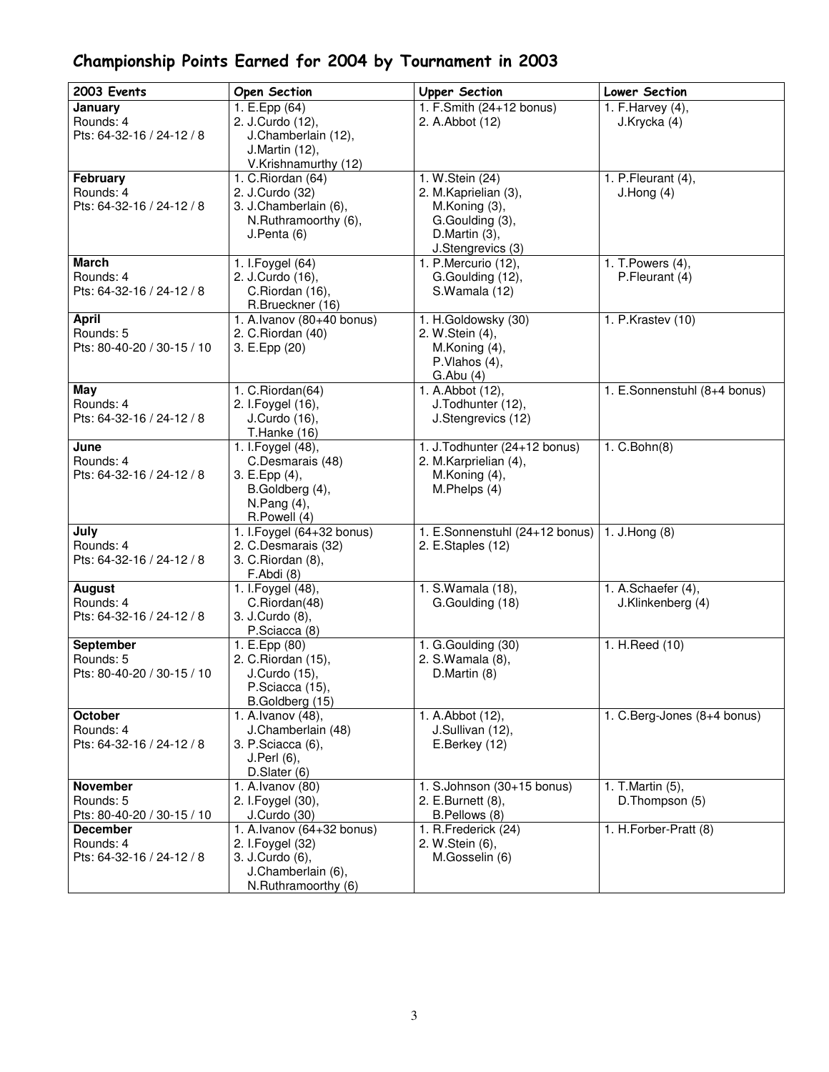# Championship Points Earned for 2004 by Tournament in 2003

| 2003 Events | Open Section | Upper Section | Lower Section |
|---|---|---|---|
| **January**<br>Rounds: 4<br>Pts: 64-32-16 / 24-12 / 8 | 1. E.Epp (64)<br>2. J.Curdo (12),<br>J.Chamberlain (12),<br>J.Martin (12),<br>V.Krishnamurthy (12) | 1. F.Smith (24+12 bonus)<br>2. A.Abbot (12) | 1. F.Harvey (4),<br>J.Krycka (4) |
| **February**<br>Rounds: 4<br>Pts: 64-32-16 / 24-12 / 8 | 1. C.Riordan (64)<br>2. J.Curdo (32)<br>3. J.Chamberlain (6),<br>N.Ruthramoorthy (6),<br>J.Penta (6) | 1. W.Stein (24)<br>2. M.Kaprielian (3),<br>M.Koning (3),<br>G.Goulding (3),<br>D.Martin (3),<br>J.Stengrevics (3) | 1. P.Fleurant (4),<br>J.Hong (4) |
| **March**<br>Rounds: 4<br>Pts: 64-32-16 / 24-12 / 8 | 1. I.Foygel (64)<br>2. J.Curdo (16),<br>C.Riordan (16),<br>R.Brueckner (16) | 1. P.Mercurio (12),<br>G.Goulding (12),<br>S.Wamala (12) | 1. T.Powers (4),<br>P.Fleurant (4) |
| **April**<br>Rounds: 5<br>Pts: 80-40-20 / 30-15 / 10 | 1. A.Ivanov (80+40 bonus)<br>2. C.Riordan (40)<br>3. E.Epp (20) | 1. H.Goldowsky (30)<br>2. W.Stein (4),<br>M.Koning (4),<br>P.Vlahos (4),<br>G.Abu (4) | 1. P.Krastev (10) |
| **May**<br>Rounds: 4<br>Pts: 64-32-16 / 24-12 / 8 | 1. C.Riordan(64)<br>2. I.Foygel (16),<br>J.Curdo (16),<br>T.Hanke (16) | 1. A.Abbot (12),<br>J.Todhunter (12),<br>J.Stengrevics (12) | 1. E.Sonnenstuhl (8+4 bonus) |
| **June**<br>Rounds: 4<br>Pts: 64-32-16 / 24-12 / 8 | 1. I.Foygel (48),<br>C.Desmarais (48)<br>3. E.Epp (4),<br>B.Goldberg (4),<br>N.Pang (4),<br>R.Powell (4) | 1. J.Todhunter (24+12 bonus)<br>2. M.Karprielian (4),<br>M.Koning (4),<br>M.Phelps (4) | 1. C.Bohn(8) |
| **July**<br>Rounds: 4<br>Pts: 64-32-16 / 24-12 / 8 | 1. I.Foygel (64+32 bonus)<br>2. C.Desmarais (32)<br>3. C.Riordan (8),<br>F.Abdi (8) | 1. E.Sonnenstuhl (24+12 bonus)<br>2. E.Staples (12) | 1. J.Hong (8) |
| **August**<br>Rounds: 4<br>Pts: 64-32-16 / 24-12 / 8 | 1. I.Foygel (48),<br>C.Riordan(48)<br>3. J.Curdo (8),<br>P.Sciacca (8) | 1. S.Wamala (18),<br>G.Goulding (18) | 1. A.Schaefer (4),<br>J.Klinkenberg (4) |
| **September**<br>Rounds: 5<br>Pts: 80-40-20 / 30-15 / 10 | 1. E.Epp (80)<br>2. C.Riordan (15),<br>J.Curdo (15),<br>P.Sciacca (15),<br>B.Goldberg (15) | 1. G.Goulding (30)<br>2. S.Wamala (8),<br>D.Martin (8) | 1. H.Reed (10) |
| **October**<br>Rounds: 4<br>Pts: 64-32-16 / 24-12 / 8 | 1. A.Ivanov (48),<br>J.Chamberlain (48)<br>3. P.Sciacca (6),<br>J.Perl (6),<br>D.Slater (6) | 1. A.Abbot (12),<br>J.Sullivan (12),<br>E.Berkey (12) | 1. C.Berg-Jones (8+4 bonus) |
| **November**<br>Rounds: 5<br>Pts: 80-40-20 / 30-15 / 10 | 1. A.Ivanov (80)<br>2. I.Foygel (30),<br>J.Curdo (30) | 1. S.Johnson (30+15 bonus)<br>2. E.Burnett (8),<br>B.Pellows (8) | 1. T.Martin (5),<br>D.Thompson (5) |
| **December**<br>Rounds: 4<br>Pts: 64-32-16 / 24-12 / 8 | 1. A.Ivanov (64+32 bonus)<br>2. I.Foygel (32)<br>3. J.Curdo (6),<br>J.Chamberlain (6),<br>N.Ruthramoorthy (6) | 1. R.Frederick (24)<br>2. W.Stein (6),<br>M.Gosselin (6) | 1. H.Forber-Pratt (8) |